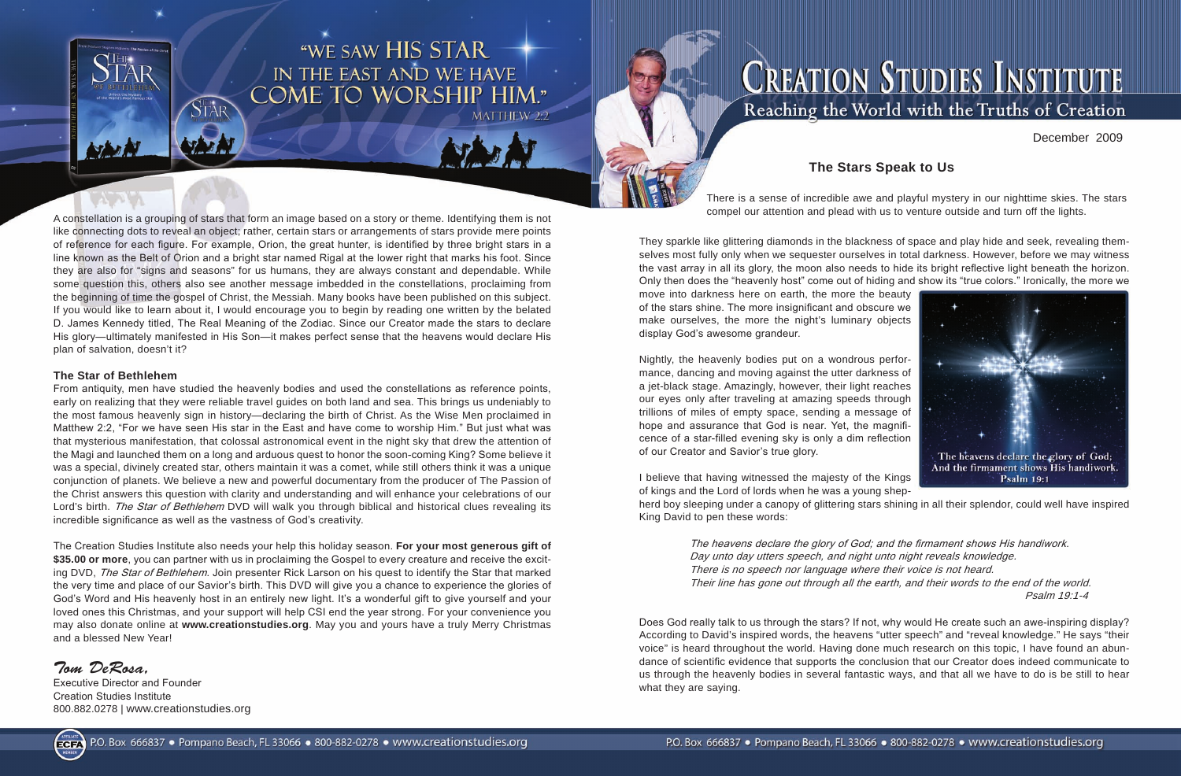# Creation Studies Institute

Reaching the World with the Truths of Creation

December 2009

"We saw His star in the East and we have come to worship Him."
Matthew 2:2

A constellation is a grouping of stars that form an image based on a story or theme. Identifying them is not like connecting dots to reveal an object; rather, certain stars or arrangements of stars provide mere points of reference for each figure. For example, Orion, the great hunter, is identified by three bright stars in a line known as the Belt of Orion and a bright star named Rigal at the lower right that marks his foot. Since they are also for "signs and seasons" for us humans, they are always constant and dependable. While some question this, others also see another message imbedded in the constellations, proclaiming from the beginning of time the gospel of Christ, the Messiah. Many books have been published on this subject. If you would like to learn about it, I would encourage you to begin by reading one written by the belated D. James Kennedy titled, The Real Meaning of the Zodiac. Since our Creator made the stars to declare His glory—ultimately manifested in His Son—it makes perfect sense that the heavens would declare His plan of salvation, doesn't it?

### The Star of Bethlehem

From antiquity, men have studied the heavenly bodies and used the constellations as reference points, early on realizing that they were reliable travel guides on both land and sea. This brings us undeniably to the most famous heavenly sign in history—declaring the birth of Christ. As the Wise Men proclaimed in Matthew 2:2, "For we have seen His star in the East and have come to worship Him." But just what was that mysterious manifestation, that colossal astronomical event in the night sky that drew the attention of the Magi and launched them on a long and arduous quest to honor the soon-coming King? Some believe it was a special, divinely created star, others maintain it was a comet, while still others think it was a unique conjunction of planets. We believe a new and powerful documentary from the producer of The Passion of the Christ answers this question with clarity and understanding and will enhance your celebrations of our Lord's birth. *The Star of Bethlehem* DVD will walk you through biblical and historical clues revealing its incredible significance as well as the vastness of God's creativity.

The Creation Studies Institute also needs your help this holiday season. **For your most generous gift of $35.00 or more**, you can partner with us in proclaiming the Gospel to every creature and receive the exciting DVD, *The Star of Bethlehem*. Join presenter Rick Larson on his quest to identify the Star that marked the very time and place of our Savior's birth. This DVD will give you a chance to experience the glories of God's Word and His heavenly host in an entirely new light. It's a wonderful gift to give yourself and your loved ones this Christmas, and your support will help CSI end the year strong. For your convenience you may also donate online at **www.creationstudies.org**. May you and yours have a truly Merry Christmas and a blessed New Year!

*Tom DeRosa,*
Executive Director and Founder
Creation Studies Institute
800.882.0278 | www.creationstudies.org

## The Stars Speak to Us

There is a sense of incredible awe and playful mystery in our nighttime skies. The stars compel our attention and plead with us to venture outside and turn off the lights.

They sparkle like glittering diamonds in the blackness of space and play hide and seek, revealing themselves most fully only when we sequester ourselves in total darkness. However, before we may witness the vast array in all its glory, the moon also needs to hide its bright reflective light beneath the horizon. Only then does the "heavenly host" come out of hiding and show its "true colors." Ironically, the more we move into darkness here on earth, the more the beauty of the stars shine. The more insignificant and obscure we make ourselves, the more the night's luminary objects display God's awesome grandeur.

Nightly, the heavenly bodies put on a wondrous performance, dancing and moving against the utter darkness of a jet-black stage. Amazingly, however, their light reaches our eyes only after traveling at amazing speeds through trillions of miles of empty space, sending a message of hope and assurance that God is near. Yet, the magnificence of a star-filled evening sky is only a dim reflection of our Creator and Savior's true glory.

The heavens declare the glory of God; And the firmament shows His handiwork.
Psalm 19:1

I believe that having witnessed the majesty of the Kings of kings and the Lord of lords when he was a young shepherd boy sleeping under a canopy of glittering stars shining in all their splendor, could well have inspired King David to pen these words:

> *The heavens declare the glory of God; and the firmament shows His handiwork.*
> *Day unto day utters speech, and night unto night reveals knowledge.*
> *There is no speech nor language where their voice is not heard.*
> *Their line has gone out through all the earth, and their words to the end of the world.*
> *Psalm 19:1-4*

Does God really talk to us through the stars? If not, why would He create such an awe-inspiring display? According to David's inspired words, the heavens "utter speech" and "reveal knowledge." He says "their voice" is heard throughout the world. Having done much research on this topic, I have found an abundance of scientific evidence that supports the conclusion that our Creator does indeed communicate to us through the heavenly bodies in several fantastic ways, and that all we have to do is be still to hear what they are saying.

P.O. Box 666837 • Pompano Beach, FL 33066 • 800-882-0278 • www.creationstudies.org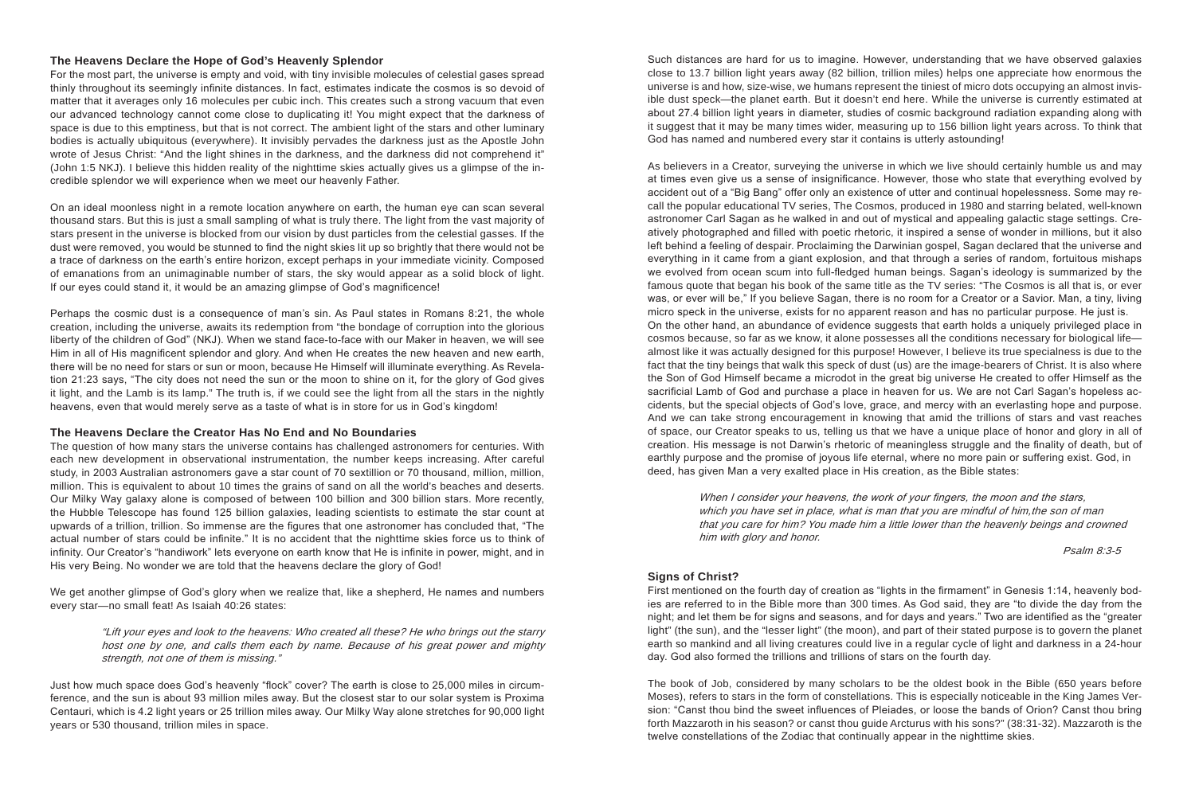### The Heavens Declare the Hope of God's Heavenly Splendor

For the most part, the universe is empty and void, with tiny invisible molecules of celestial gases spread thinly throughout its seemingly infinite distances. In fact, estimates indicate the cosmos is so devoid of matter that it averages only 16 molecules per cubic inch. This creates such a strong vacuum that even our advanced technology cannot come close to duplicating it! You might expect that the darkness of space is due to this emptiness, but that is not correct. The ambient light of the stars and other luminary bodies is actually ubiquitous (everywhere). It invisibly pervades the darkness just as the Apostle John wrote of Jesus Christ: "And the light shines in the darkness, and the darkness did not comprehend it" (John 1:5 NKJ). I believe this hidden reality of the nighttime skies actually gives us a glimpse of the incredible splendor we will experience when we meet our heavenly Father.

On an ideal moonless night in a remote location anywhere on earth, the human eye can scan several thousand stars. But this is just a small sampling of what is truly there. The light from the vast majority of stars present in the universe is blocked from our vision by dust particles from the celestial gasses. If the dust were removed, you would be stunned to find the night skies lit up so brightly that there would not be a trace of darkness on the earth's entire horizon, except perhaps in your immediate vicinity. Composed of emanations from an unimaginable number of stars, the sky would appear as a solid block of light. If our eyes could stand it, it would be an amazing glimpse of God's magnificence!

Perhaps the cosmic dust is a consequence of man's sin. As Paul states in Romans 8:21, the whole creation, including the universe, awaits its redemption from "the bondage of corruption into the glorious liberty of the children of God" (NKJ). When we stand face-to-face with our Maker in heaven, we will see Him in all of His magnificent splendor and glory. And when He creates the new heaven and new earth, there will be no need for stars or sun or moon, because He Himself will illuminate everything. As Revelation 21:23 says, "The city does not need the sun or the moon to shine on it, for the glory of God gives it light, and the Lamb is its lamp." The truth is, if we could see the light from all the stars in the nightly heavens, even that would merely serve as a taste of what is in store for us in God's kingdom!

### The Heavens Declare the Creator Has No End and No Boundaries

The question of how many stars the universe contains has challenged astronomers for centuries. With each new development in observational instrumentation, the number keeps increasing. After careful study, in 2003 Australian astronomers gave a star count of 70 sextillion or 70 thousand, million, million, million. This is equivalent to about 10 times the grains of sand on all the world's beaches and deserts. Our Milky Way galaxy alone is composed of between 100 billion and 300 billion stars. More recently, the Hubble Telescope has found 125 billion galaxies, leading scientists to estimate the star count at upwards of a trillion, trillion. So immense are the figures that one astronomer has concluded that, "The actual number of stars could be infinite." It is no accident that the nighttime skies force us to think of infinity. Our Creator's "handiwork" lets everyone on earth know that He is infinite in power, might, and in His very Being. No wonder we are told that the heavens declare the glory of God!

We get another glimpse of God's glory when we realize that, like a shepherd, He names and numbers every star—no small feat! As Isaiah 40:26 states:

> *"Lift your eyes and look to the heavens: Who created all these? He who brings out the starry host one by one, and calls them each by name. Because of his great power and mighty strength, not one of them is missing."*

Just how much space does God's heavenly "flock" cover? The earth is close to 25,000 miles in circumference, and the sun is about 93 million miles away. But the closest star to our solar system is Proxima Centauri, which is 4.2 light years or 25 trillion miles away. Our Milky Way alone stretches for 90,000 light years or 530 thousand, trillion miles in space.

Such distances are hard for us to imagine. However, understanding that we have observed galaxies close to 13.7 billion light years away (82 billion, trillion miles) helps one appreciate how enormous the universe is and how, size-wise, we humans represent the tiniest of micro dots occupying an almost invisible dust speck—the planet earth. But it doesn't end here. While the universe is currently estimated at about 27.4 billion light years in diameter, studies of cosmic background radiation expanding along with it suggest that it may be many times wider, measuring up to 156 billion light years across. To think that God has named and numbered every star it contains is utterly astounding!

As believers in a Creator, surveying the universe in which we live should certainly humble us and may at times even give us a sense of insignificance. However, those who state that everything evolved by accident out of a "Big Bang" offer only an existence of utter and continual hopelessness. Some may recall the popular educational TV series, The Cosmos, produced in 1980 and starring belated, well-known astronomer Carl Sagan as he walked in and out of mystical and appealing galactic stage settings. Creatively photographed and filled with poetic rhetoric, it inspired a sense of wonder in millions, but it also left behind a feeling of despair. Proclaiming the Darwinian gospel, Sagan declared that the universe and everything in it came from a giant explosion, and that through a series of random, fortuitous mishaps we evolved from ocean scum into full-fledged human beings. Sagan's ideology is summarized by the famous quote that began his book of the same title as the TV series: "The Cosmos is all that is, or ever was, or ever will be," If you believe Sagan, there is no room for a Creator or a Savior. Man, a tiny, living micro speck in the universe, exists for no apparent reason and has no particular purpose. He just is.

On the other hand, an abundance of evidence suggests that earth holds a uniquely privileged place in cosmos because, so far as we know, it alone possesses all the conditions necessary for biological life—almost like it was actually designed for this purpose! However, I believe its true specialness is due to the fact that the tiny beings that walk this speck of dust (us) are the image-bearers of Christ. It is also where the Son of God Himself became a microdot in the great big universe He created to offer Himself as the sacrificial Lamb of God and purchase a place in heaven for us. We are not Carl Sagan's hopeless accidents, but the special objects of God's love, grace, and mercy with an everlasting hope and purpose. And we can take strong encouragement in knowing that amid the trillions of stars and vast reaches of space, our Creator speaks to us, telling us that we have a unique place of honor and glory in all of creation. His message is not Darwin's rhetoric of meaningless struggle and the finality of death, but of earthly purpose and the promise of joyous life eternal, where no more pain or suffering exist. God, in deed, has given Man a very exalted place in His creation, as the Bible states:

> *When I consider your heavens, the work of your fingers, the moon and the stars, which you have set in place, what is man that you are mindful of him,the son of man that you care for him? You made him a little lower than the heavenly beings and crowned him with glory and honor.*
>
> *Psalm 8:3-5*

### Signs of Christ?

First mentioned on the fourth day of creation as "lights in the firmament" in Genesis 1:14, heavenly bodies are referred to in the Bible more than 300 times. As God said, they are "to divide the day from the night; and let them be for signs and seasons, and for days and years." Two are identified as the "greater light" (the sun), and the "lesser light" (the moon), and part of their stated purpose is to govern the planet earth so mankind and all living creatures could live in a regular cycle of light and darkness in a 24-hour day. God also formed the trillions and trillions of stars on the fourth day.

The book of Job, considered by many scholars to be the oldest book in the Bible (650 years before Moses), refers to stars in the form of constellations. This is especially noticeable in the King James Version: "Canst thou bind the sweet influences of Pleiades, or loose the bands of Orion? Canst thou bring forth Mazzaroth in his season? or canst thou guide Arcturus with his sons?" (38:31-32). Mazzaroth is the twelve constellations of the Zodiac that continually appear in the nighttime skies.